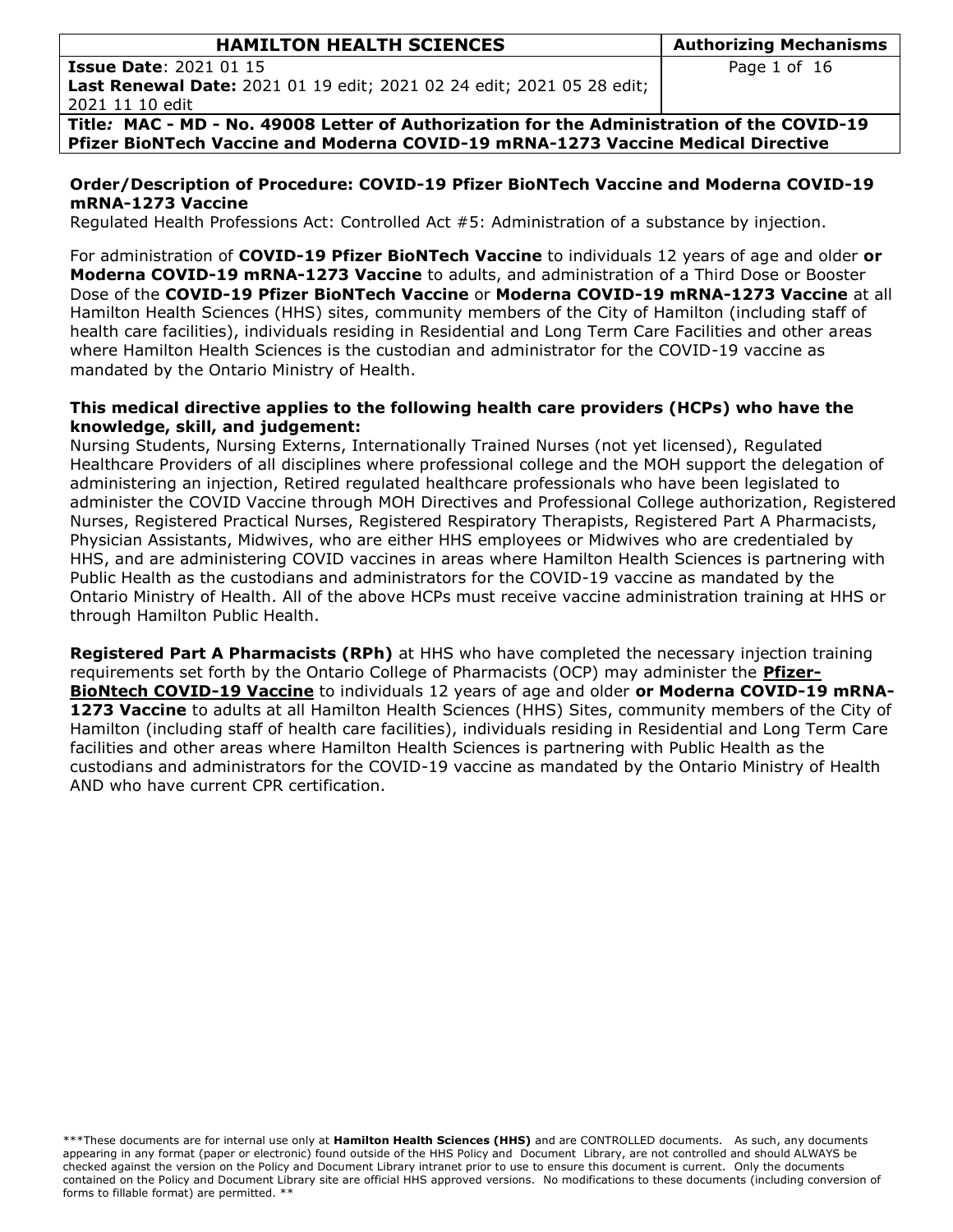| HAMILTON HEALTH SCIENCES | Authorizing Mechanisms |
|---|---|
| **Issue Date**: 2021 01 15<br>**Last Renewal Date:** 2021 01 19 edit; 2021 02 24 edit; 2021 05 28 edit; 2021 11 10 edit | |
| **Title*:* MAC - MD - No. 49008 Letter of Authorization for the Administration of the COVID-19 Pfizer BioNTech Vaccine and Moderna COVID-19 mRNA-1273 Vaccine Medical Directive** | |

**Order/Description of Procedure: COVID-19 Pfizer BioNTech Vaccine and Moderna COVID-19 mRNA-1273 Vaccine**

Regulated Health Professions Act: Controlled Act #5: Administration of a substance by injection.

For administration of **COVID-19 Pfizer BioNTech Vaccine** to individuals 12 years of age and older **or Moderna COVID-19 mRNA-1273 Vaccine** to adults, and administration of a Third Dose or Booster Dose of the **COVID-19 Pfizer BioNTech Vaccine** or **Moderna COVID-19 mRNA-1273 Vaccine** at all Hamilton Health Sciences (HHS) sites, community members of the City of Hamilton (including staff of health care facilities), individuals residing in Residential and Long Term Care Facilities and other areas where Hamilton Health Sciences is the custodian and administrator for the COVID-19 vaccine as mandated by the Ontario Ministry of Health.

**This medical directive applies to the following health care providers (HCPs) who have the knowledge, skill, and judgement:**

Nursing Students, Nursing Externs, Internationally Trained Nurses (not yet licensed), Regulated Healthcare Providers of all disciplines where professional college and the MOH support the delegation of administering an injection, Retired regulated healthcare professionals who have been legislated to administer the COVID Vaccine through MOH Directives and Professional College authorization, Registered Nurses, Registered Practical Nurses, Registered Respiratory Therapists, Registered Part A Pharmacists, Physician Assistants, Midwives, who are either HHS employees or Midwives who are credentialed by HHS, and are administering COVID vaccines in areas where Hamilton Health Sciences is partnering with Public Health as the custodians and administrators for the COVID-19 vaccine as mandated by the Ontario Ministry of Health. All of the above HCPs must receive vaccine administration training at HHS or through Hamilton Public Health.

**Registered Part A Pharmacists (RPh)** at HHS who have completed the necessary injection training requirements set forth by the Ontario College of Pharmacists (OCP) may administer the **Pfizer-BioNtech COVID-19 Vaccine** to individuals 12 years of age and older **or Moderna COVID-19 mRNA-1273 Vaccine** to adults at all Hamilton Health Sciences (HHS) Sites, community members of the City of Hamilton (including staff of health care facilities), individuals residing in Residential and Long Term Care facilities and other areas where Hamilton Health Sciences is partnering with Public Health as the custodians and administrators for the COVID-19 vaccine as mandated by the Ontario Ministry of Health AND who have current CPR certification.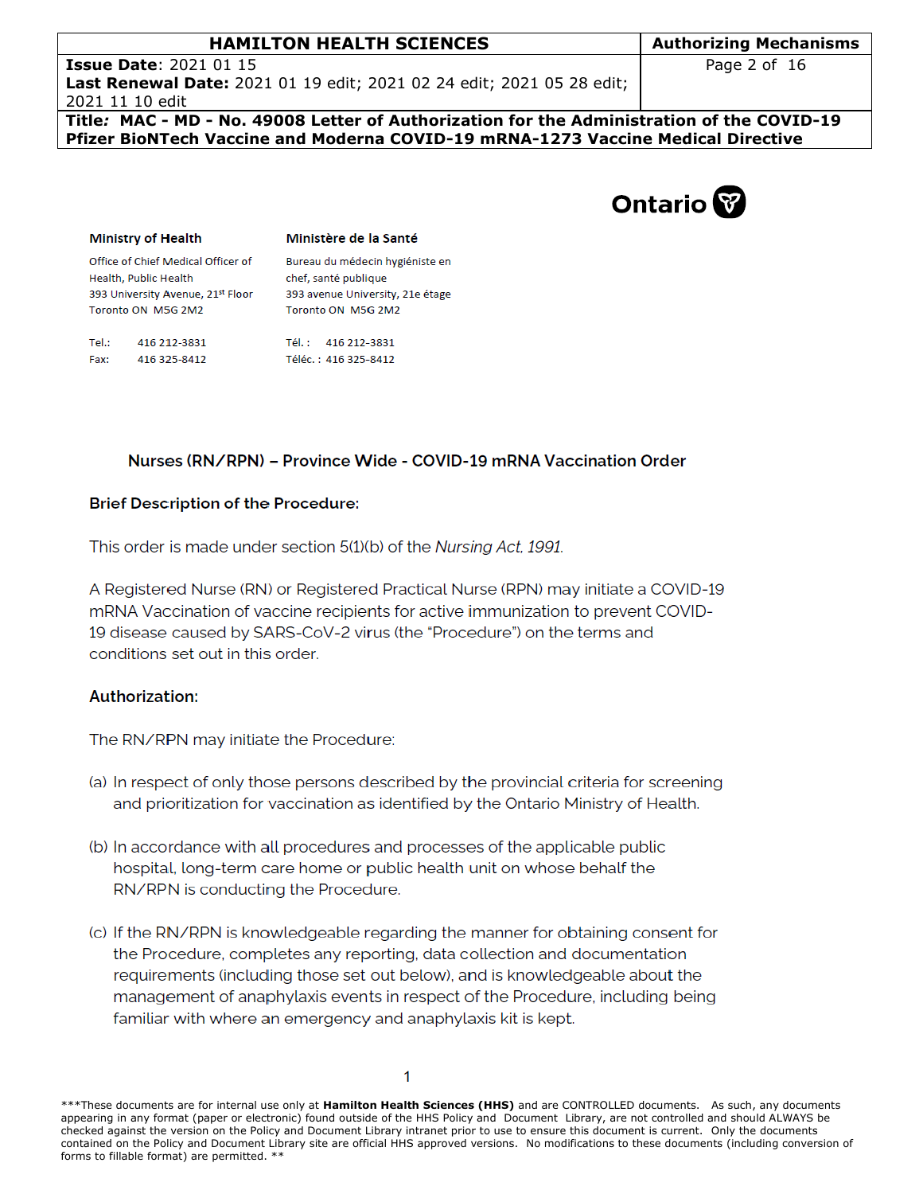Ministry of Health

Office of Chief Medical Officer of Health, Public Health
393 University Avenue, 21st Floor
Toronto ON M5G 2M2

Tel.: 416 212-3831
Fax: 416 325-8412

Ministère de la Santé

Bureau du médecin hygiéniste en chef, santé publique
393 avenue University, 21e étage
Toronto ON M5G 2M2

Tél. : 416 212-3831
Téléc. : 416 325-8412

Ontario

## Nurses (RN/RPN) – Province Wide - COVID-19 mRNA Vaccination Order

**Brief Description of the Procedure:**

This order is made under section 5(1)(b) of the *Nursing Act, 1991*.

A Registered Nurse (RN) or Registered Practical Nurse (RPN) may initiate a COVID-19 mRNA Vaccination of vaccine recipients for active immunization to prevent COVID-19 disease caused by SARS-CoV-2 virus (the "Procedure") on the terms and conditions set out in this order.

**Authorization:**

The RN/RPN may initiate the Procedure:

(a) In respect of only those persons described by the provincial criteria for screening and prioritization for vaccination as identified by the Ontario Ministry of Health.

(b) In accordance with all procedures and processes of the applicable public hospital, long-term care home or public health unit on whose behalf the RN/RPN is conducting the Procedure.

(c) If the RN/RPN is knowledgeable regarding the manner for obtaining consent for the Procedure, completes any reporting, data collection and documentation requirements (including those set out below), and is knowledgeable about the management of anaphylaxis events in respect of the Procedure, including being familiar with where an emergency and anaphylaxis kit is kept.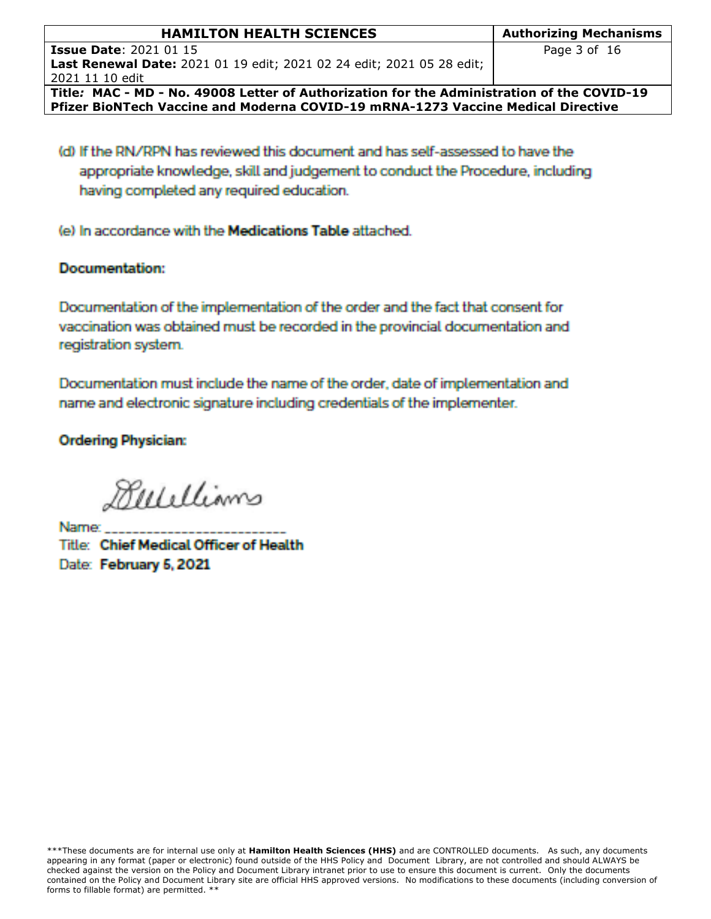(d) If the RN/RPN has reviewed this document and has self-assessed to have the appropriate knowledge, skill and judgement to conduct the Procedure, including having completed any required education.

(e) In accordance with the **Medications Table** attached.

**Documentation:**

Documentation of the implementation of the order and the fact that consent for vaccination was obtained must be recorded in the provincial documentation and registration system.

Documentation must include the name of the order, date of implementation and name and electronic signature including credentials of the implementer.

**Ordering Physician:**

Name: ___________________________

Title: **Chief Medical Officer of Health**

Date: **February 5, 2021**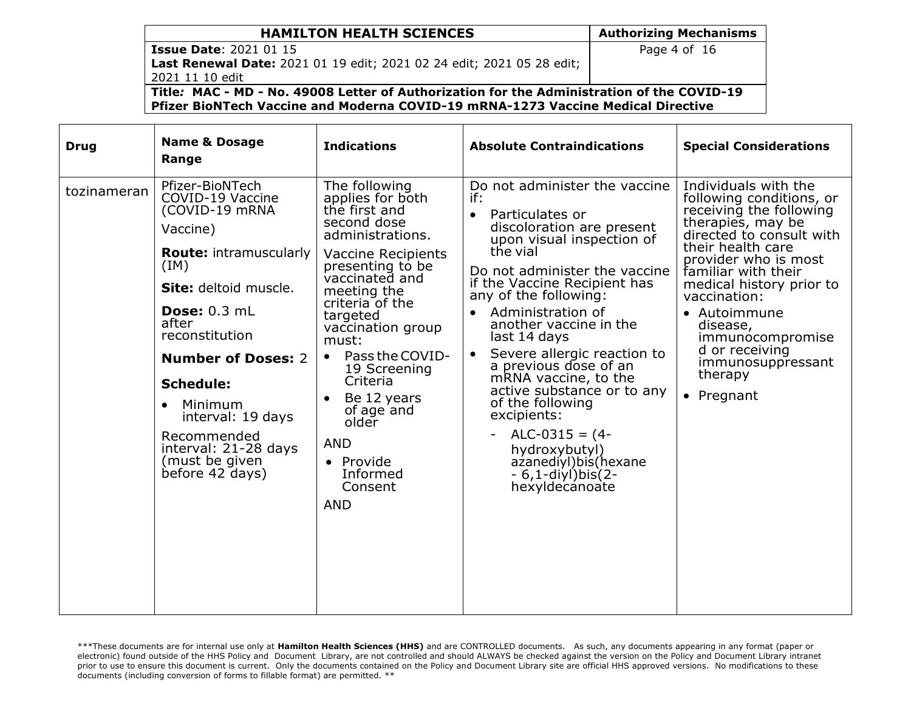| Drug | Name & Dosage Range | Indications | Absolute Contraindications | Special Considerations |
|---|---|---|---|---|
| tozinameran | Pfizer-BioNTech COVID-19 Vaccine (COVID-19 mRNA Vaccine)<br><br>**Route:** intramuscularly (IM)<br><br>**Site:** deltoid muscle.<br><br>**Dose:** 0.3 mL after reconstitution<br><br>**Number of Doses:** 2<br><br>**Schedule:**<br>• Minimum interval: 19 days<br><br>Recommended interval: 21-28 days (must be given before 42 days) | The following applies for both the first and second dose administrations.<br><br>Vaccine Recipients presenting to be vaccinated and meeting the criteria of the targeted vaccination group must:<br>• Pass the COVID-19 Screening Criteria<br>• Be 12 years of age and older<br><br>AND<br>• Provide Informed Consent<br><br>AND | Do not administer the vaccine if:<br>• Particulates or discoloration are present upon visual inspection of the vial<br><br>Do not administer the vaccine if the Vaccine Recipient has any of the following:<br>• Administration of another vaccine in the last 14 days<br>• Severe allergic reaction to a previous dose of an mRNA vaccine, to the active substance or to any of the following excipients:<br>- ALC-0315 = (4-hydroxybutyl) azanediyl)bis(hexane - 6,1-diyl)bis(2-hexyldecanoate | Individuals with the following conditions, or receiving the following therapies, may be directed to consult with their health care provider who is most familiar with their medical history prior to vaccination:<br>• Autoimmune disease, immunocompromised or receiving immunosuppressant therapy<br>• Pregnant |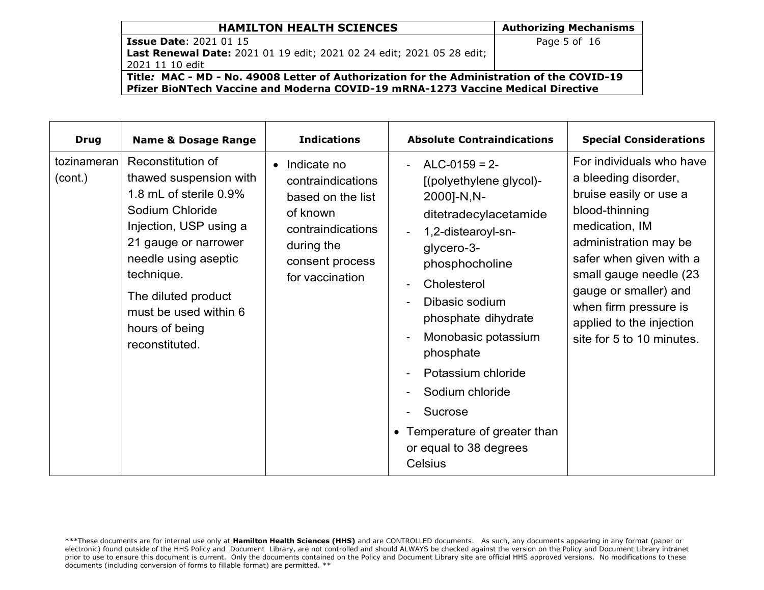| Drug | Name & Dosage Range | Indications | Absolute Contraindications | Special Considerations |
|---|---|---|---|---|
| tozinameran (cont.) | Reconstitution of thawed suspension with 1.8 mL of sterile 0.9% Sodium Chloride Injection, USP using a 21 gauge or narrower needle using aseptic technique.<br><br>The diluted product must be used within 6 hours of being reconstituted. | • Indicate no contraindications based on the list of known contraindications during the consent process for vaccination | - ALC-0159 = 2-[(polyethylene glycol)-2000]-N,N-ditetradecylacetamide<br>- 1,2-distearoyl-sn-glycero-3-phosphocholine<br>- Cholesterol<br>- Dibasic sodium phosphate dihydrate<br>- Monobasic potassium phosphate<br>- Potassium chloride<br>- Sodium chloride<br>- Sucrose<br>• Temperature of greater than or equal to 38 degrees Celsius | For individuals who have a bleeding disorder, bruise easily or use a blood-thinning medication, IM administration may be safer when given with a small gauge needle (23 gauge or smaller) and when firm pressure is applied to the injection site for 5 to 10 minutes. |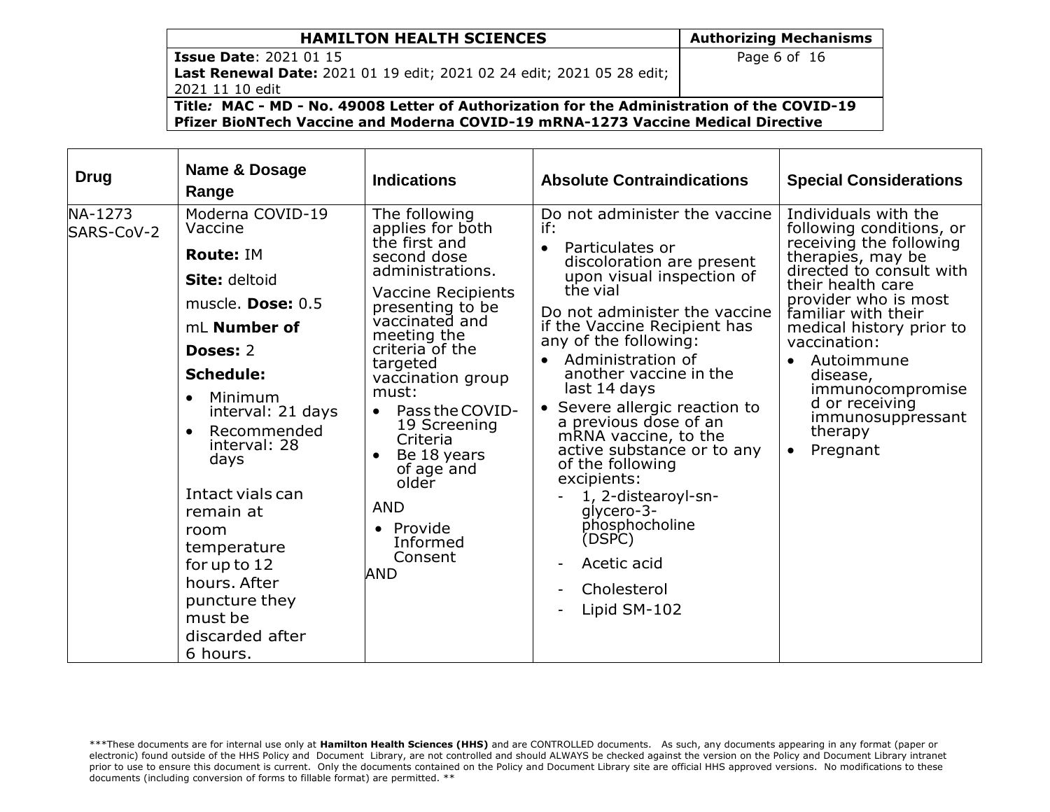| Drug | Name & Dosage Range | Indications | Absolute Contraindications | Special Considerations |
|---|---|---|---|---|
| NA-1273 SARS-CoV-2 | Moderna COVID-19 Vaccine<br><br>**Route:** IM<br><br>**Site:** deltoid muscle. **Dose:** 0.5 mL **Number of Doses:** 2<br><br>**Schedule:**<br>• Minimum interval: 21 days<br>• Recommended interval: 28 days<br><br>Intact vials can remain at room temperature for up to 12 hours. After puncture they must be discarded after 6 hours. | The following applies for both the first and second dose administrations.<br><br>Vaccine Recipients presenting to be vaccinated and meeting the criteria of the targeted vaccination group must:<br>• Pass the COVID-19 Screening Criteria<br>• Be 18 years of age and older<br><br>AND<br>• Provide Informed Consent<br><br>AND | Do not administer the vaccine if:<br>• Particulates or discoloration are present upon visual inspection of the vial<br><br>Do not administer the vaccine if the Vaccine Recipient has any of the following:<br>• Administration of another vaccine in the last 14 days<br>• Severe allergic reaction to a previous dose of an mRNA vaccine, to the active substance or to any of the following excipients:<br>- 1, 2-distearoyl-sn-glycero-3-phosphocholine (DSPC)<br>- Acetic acid<br>- Cholesterol<br>- Lipid SM-102 | Individuals with the following conditions, or receiving the following therapies, may be directed to consult with their health care provider who is most familiar with their medical history prior to vaccination:<br>• Autoimmune disease, immunocompromised or receiving immunosuppressant therapy<br>• Pregnant |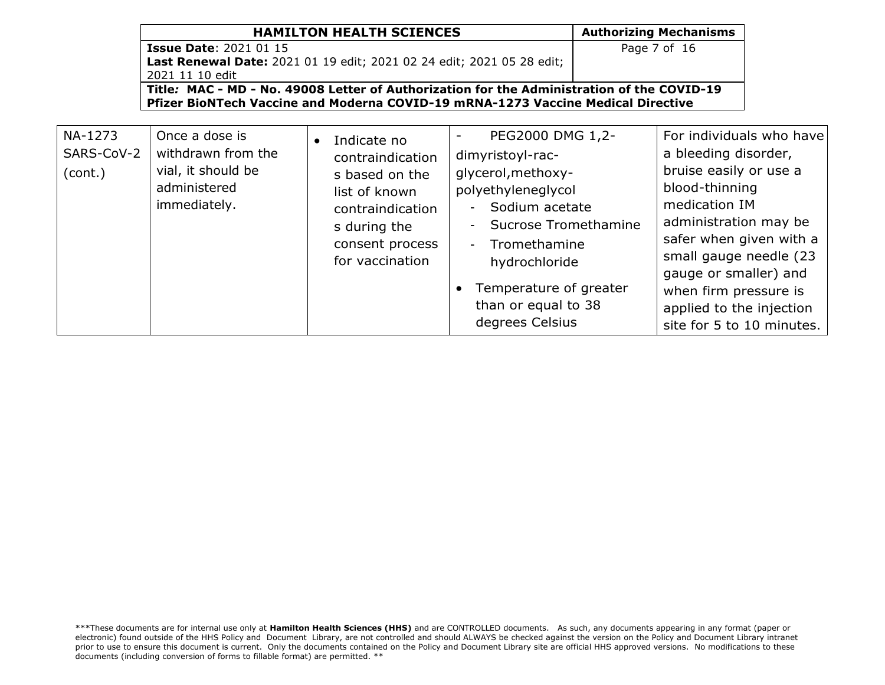| | | | | |
|---|---|---|---|---|
| NA-1273 SARS-CoV-2 (cont.) | Once a dose is withdrawn from the vial, it should be administered immediately. | • Indicate no contraindications based on the list of known contraindications during the consent process for vaccination | - PEG2000 DMG 1,2-dimyristoyl-rac-glycerol,methoxy-polyethyleneglycol<br>- Sodium acetate<br>- Sucrose Tromethamine<br>- Tromethamine hydrochloride<br>• Temperature of greater than or equal to 38 degrees Celsius | For individuals who have a bleeding disorder, bruise easily or use a blood-thinning medication IM administration may be safer when given with a small gauge needle (23 gauge or smaller) and when firm pressure is applied to the injection site for 5 to 10 minutes. |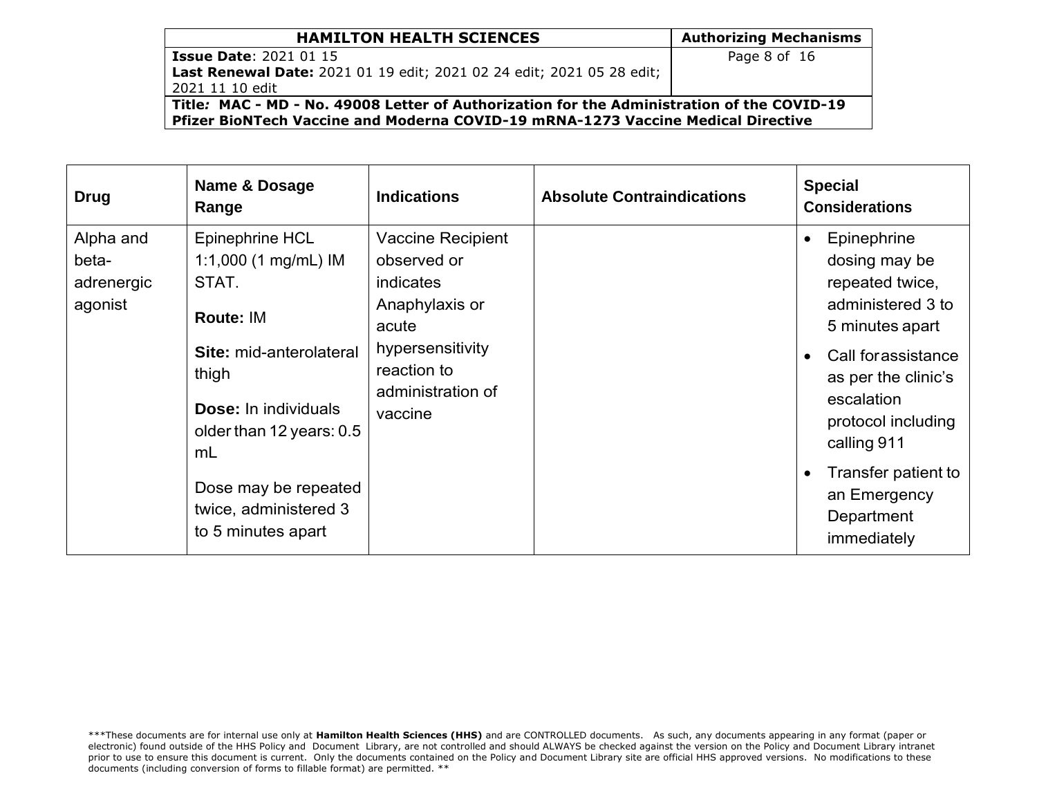| Drug | Name & Dosage Range | Indications | Absolute Contraindications | Special Considerations |
|---|---|---|---|---|
| Alpha and beta-adrenergic agonist | Epinephrine HCL 1:1,000 (1 mg/mL) IM STAT.<br><br>**Route:** IM<br><br>**Site:** mid-anterolateral thigh<br><br>**Dose:** In individuals older than 12 years: 0.5 mL<br><br>Dose may be repeated twice, administered 3 to 5 minutes apart | Vaccine Recipient observed or indicates Anaphylaxis or acute hypersensitivity reaction to administration of vaccine | | • Epinephrine dosing may be repeated twice, administered 3 to 5 minutes apart<br>• Call forassistance as per the clinic's escalation protocol including calling 911<br>• Transfer patient to an Emergency Department immediately |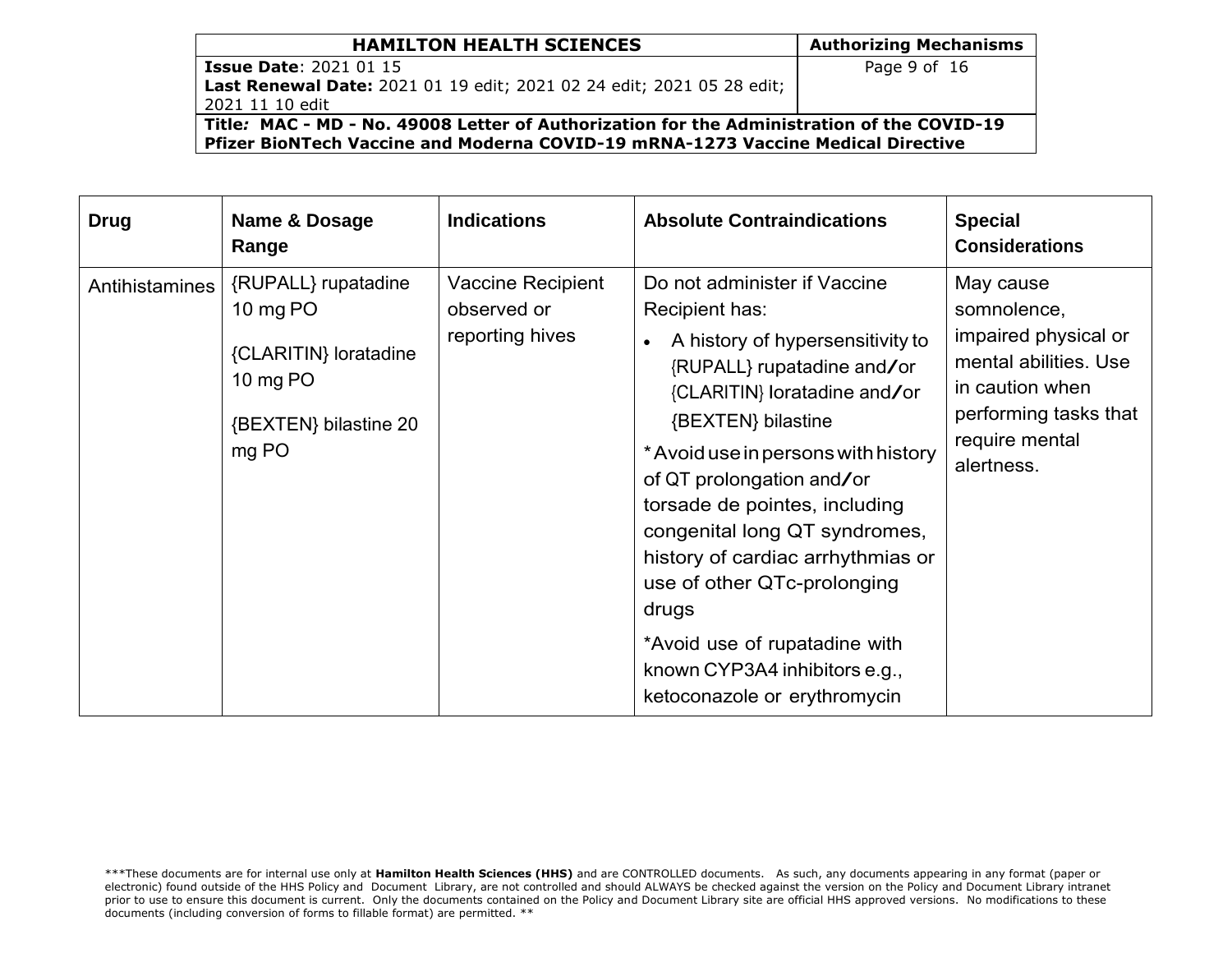| Drug | Name & Dosage Range | Indications | Absolute Contraindications | Special Considerations |
|---|---|---|---|---|
| Antihistamines | {RUPALL} rupatadine 10 mg PO<br><br>{CLARITIN} loratadine 10 mg PO<br><br>{BEXTEN} bilastine 20 mg PO | Vaccine Recipient observed or reporting hives | Do not administer if Vaccine Recipient has:<br><br>• A history of hypersensitivity to {RUPALL} rupatadine and/or {CLARITIN} loratadine and/or {BEXTEN} bilastine<br><br>* Avoid use in persons with history of QT prolongation and/or torsade de pointes, including congenital long QT syndromes, history of cardiac arrhythmias or use of other QTc-prolonging drugs<br><br>*Avoid use of rupatadine with known CYP3A4 inhibitors e.g., ketoconazole or erythromycin | May cause somnolence, impaired physical or mental abilities. Use in caution when performing tasks that require mental alertness. |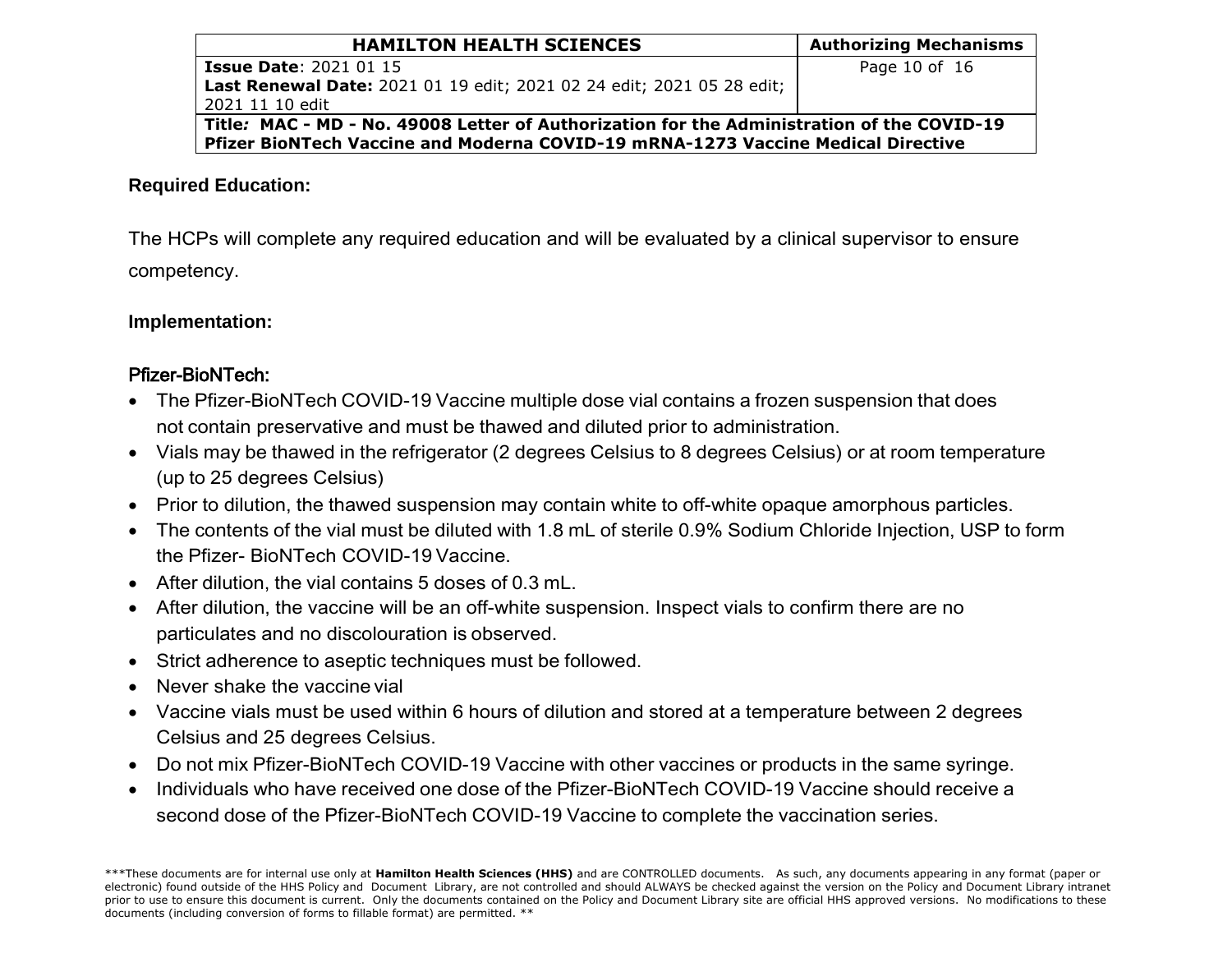**Required Education:**

The HCPs will complete any required education and will be evaluated by a clinical supervisor to ensure competency.

**Implementation:**

Pfizer-BioNTech:

- The Pfizer-BioNTech COVID-19 Vaccine multiple dose vial contains a frozen suspension that does not contain preservative and must be thawed and diluted prior to administration.
- Vials may be thawed in the refrigerator (2 degrees Celsius to 8 degrees Celsius) or at room temperature (up to 25 degrees Celsius)
- Prior to dilution, the thawed suspension may contain white to off-white opaque amorphous particles.
- The contents of the vial must be diluted with 1.8 mL of sterile 0.9% Sodium Chloride Injection, USP to form the Pfizer- BioNTech COVID-19 Vaccine.
- After dilution, the vial contains 5 doses of 0.3 mL.
- After dilution, the vaccine will be an off-white suspension. Inspect vials to confirm there are no particulates and no discolouration is observed.
- Strict adherence to aseptic techniques must be followed.
- Never shake the vaccine vial
- Vaccine vials must be used within 6 hours of dilution and stored at a temperature between 2 degrees Celsius and 25 degrees Celsius.
- Do not mix Pfizer-BioNTech COVID-19 Vaccine with other vaccines or products in the same syringe.
- Individuals who have received one dose of the Pfizer-BioNTech COVID-19 Vaccine should receive a second dose of the Pfizer-BioNTech COVID-19 Vaccine to complete the vaccination series.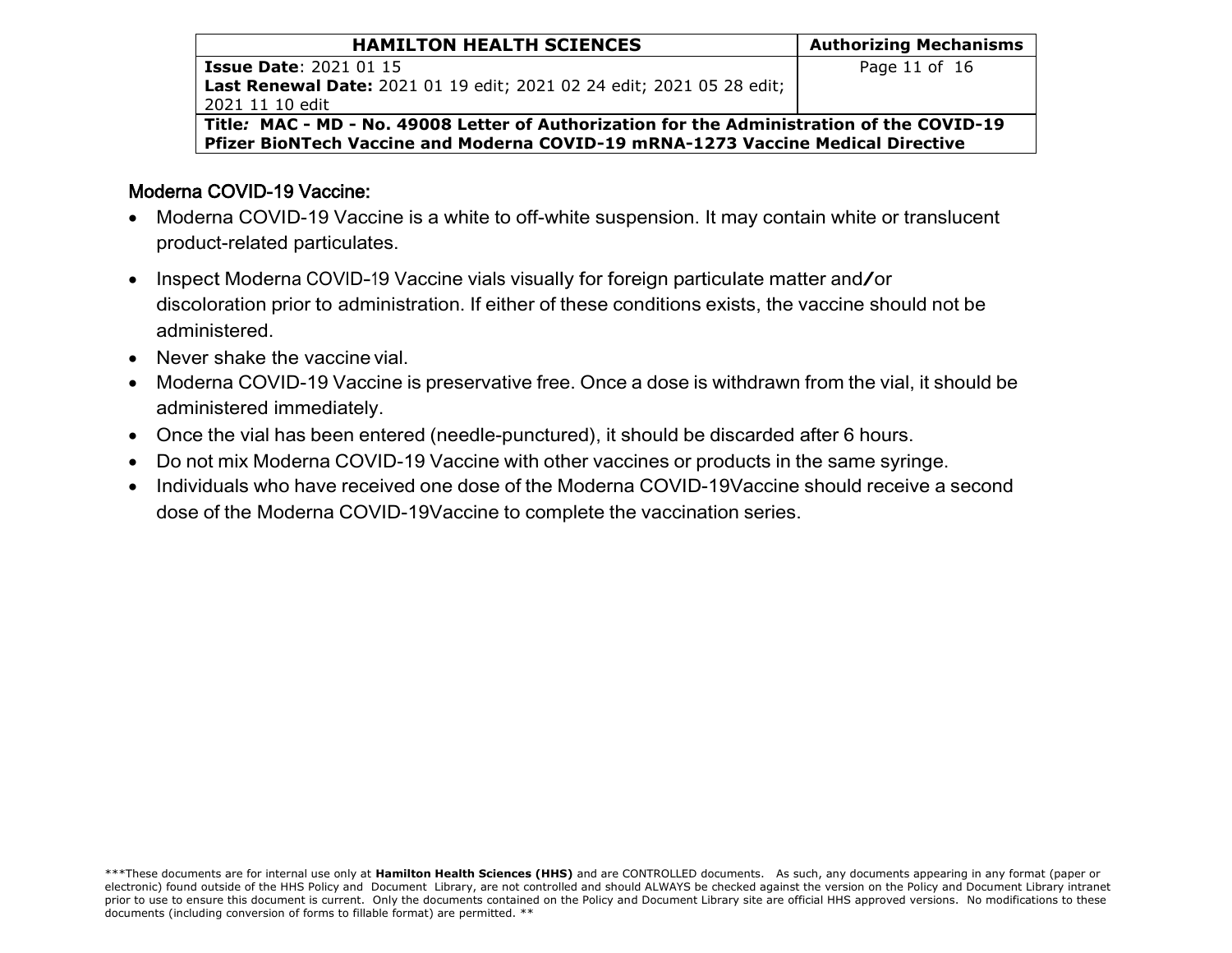### Moderna COVID-19 Vaccine:

- Moderna COVID-19 Vaccine is a white to off-white suspension. It may contain white or translucent product-related particulates.
- Inspect Moderna COVID-19 Vaccine vials visually for foreign particulate matter and/or discoloration prior to administration. If either of these conditions exists, the vaccine should not be administered.
- Never shake the vaccine vial.
- Moderna COVID-19 Vaccine is preservative free. Once a dose is withdrawn from the vial, it should be administered immediately.
- Once the vial has been entered (needle-punctured), it should be discarded after 6 hours.
- Do not mix Moderna COVID-19 Vaccine with other vaccines or products in the same syringe.
- Individuals who have received one dose of the Moderna COVID-19Vaccine should receive a second dose of the Moderna COVID-19Vaccine to complete the vaccination series.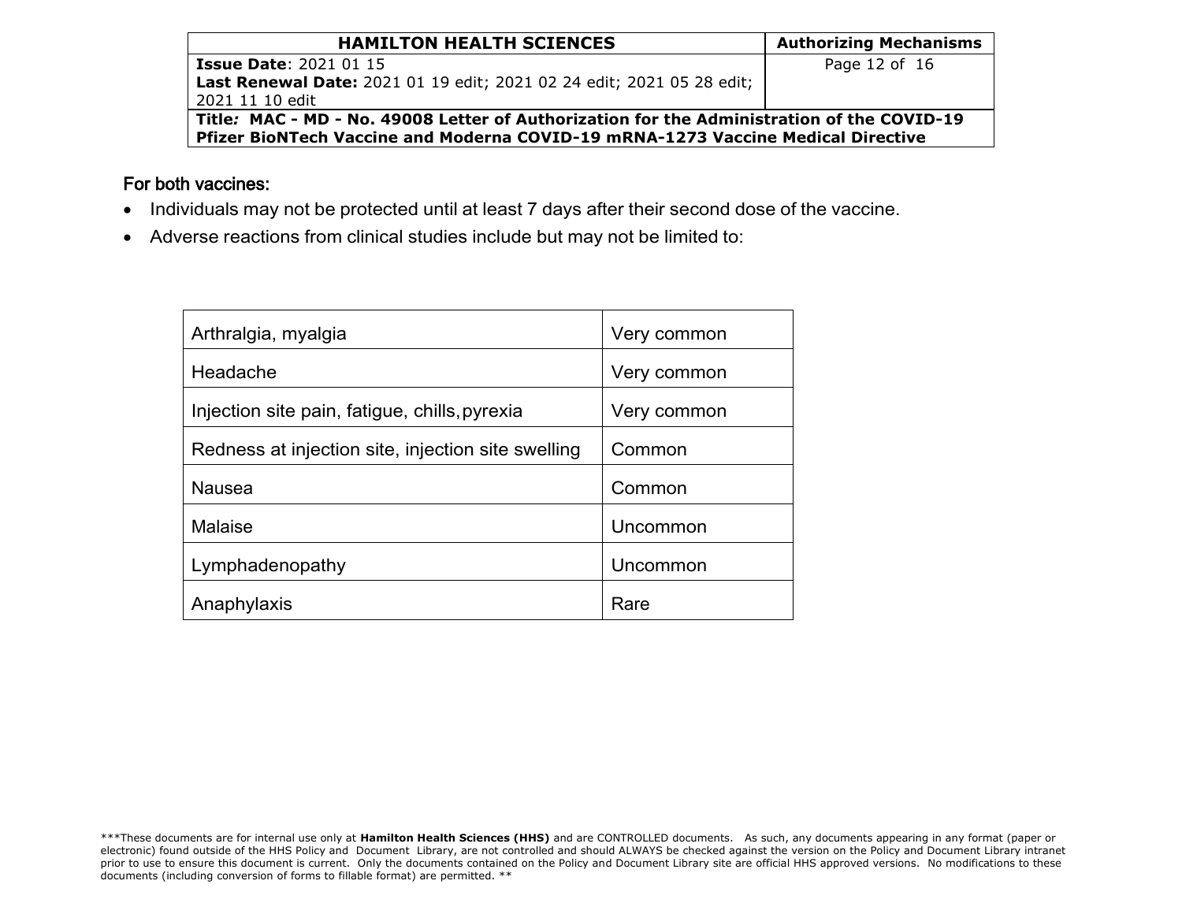For both vaccines:

- Individuals may not be protected until at least 7 days after their second dose of the vaccine.
- Adverse reactions from clinical studies include but may not be limited to:

| | |
|---|---|
| Arthralgia, myalgia | Very common |
| Headache | Very common |
| Injection site pain, fatigue, chills, pyrexia | Very common |
| Redness at injection site, injection site swelling | Common |
| Nausea | Common |
| Malaise | Uncommon |
| Lymphadenopathy | Uncommon |
| Anaphylaxis | Rare |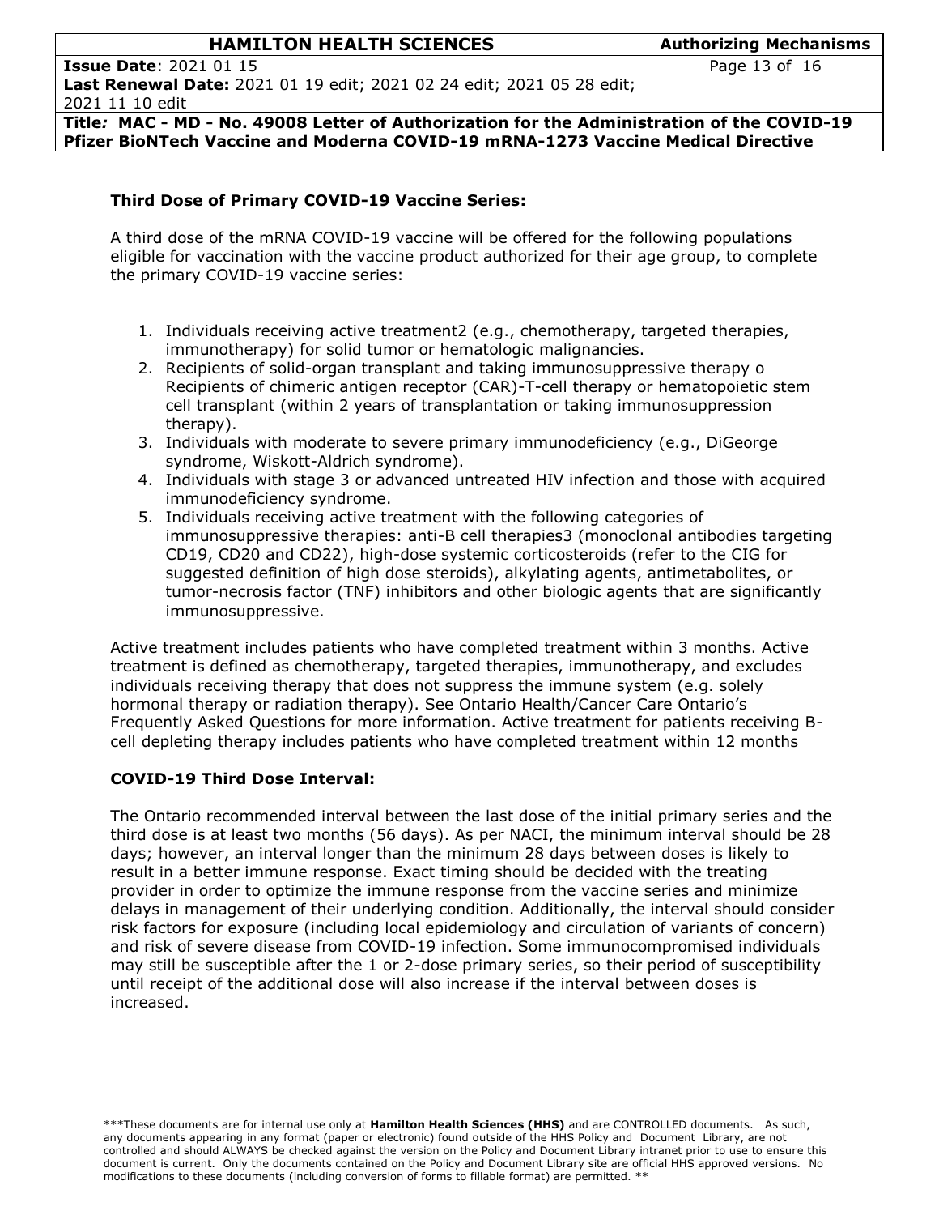**Third Dose of Primary COVID-19 Vaccine Series:**

A third dose of the mRNA COVID-19 vaccine will be offered for the following populations eligible for vaccination with the vaccine product authorized for their age group, to complete the primary COVID-19 vaccine series:

1. Individuals receiving active treatment2 (e.g., chemotherapy, targeted therapies, immunotherapy) for solid tumor or hematologic malignancies.
2. Recipients of solid-organ transplant and taking immunosuppressive therapy o Recipients of chimeric antigen receptor (CAR)-T-cell therapy or hematopoietic stem cell transplant (within 2 years of transplantation or taking immunosuppression therapy).
3. Individuals with moderate to severe primary immunodeficiency (e.g., DiGeorge syndrome, Wiskott-Aldrich syndrome).
4. Individuals with stage 3 or advanced untreated HIV infection and those with acquired immunodeficiency syndrome.
5. Individuals receiving active treatment with the following categories of immunosuppressive therapies: anti-B cell therapies3 (monoclonal antibodies targeting CD19, CD20 and CD22), high-dose systemic corticosteroids (refer to the CIG for suggested definition of high dose steroids), alkylating agents, antimetabolites, or tumor-necrosis factor (TNF) inhibitors and other biologic agents that are significantly immunosuppressive.

Active treatment includes patients who have completed treatment within 3 months. Active treatment is defined as chemotherapy, targeted therapies, immunotherapy, and excludes individuals receiving therapy that does not suppress the immune system (e.g. solely hormonal therapy or radiation therapy). See Ontario Health/Cancer Care Ontario's Frequently Asked Questions for more information. Active treatment for patients receiving B-cell depleting therapy includes patients who have completed treatment within 12 months

**COVID-19 Third Dose Interval:**

The Ontario recommended interval between the last dose of the initial primary series and the third dose is at least two months (56 days). As per NACI, the minimum interval should be 28 days; however, an interval longer than the minimum 28 days between doses is likely to result in a better immune response. Exact timing should be decided with the treating provider in order to optimize the immune response from the vaccine series and minimize delays in management of their underlying condition. Additionally, the interval should consider risk factors for exposure (including local epidemiology and circulation of variants of concern) and risk of severe disease from COVID-19 infection. Some immunocompromised individuals may still be susceptible after the 1 or 2-dose primary series, so their period of susceptibility until receipt of the additional dose will also increase if the interval between doses is increased.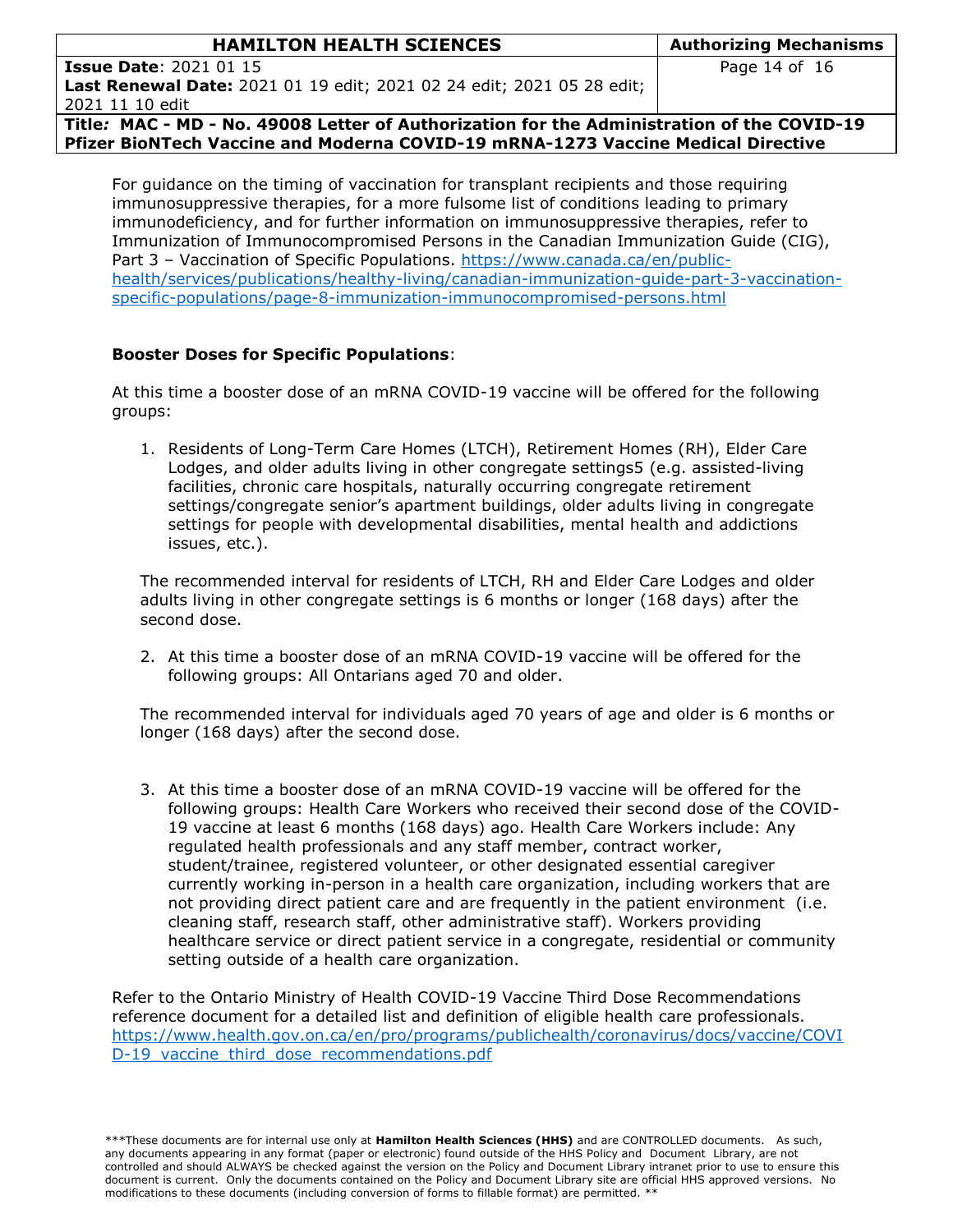For guidance on the timing of vaccination for transplant recipients and those requiring immunosuppressive therapies, for a more fulsome list of conditions leading to primary immunodeficiency, and for further information on immunosuppressive therapies, refer to Immunization of Immunocompromised Persons in the Canadian Immunization Guide (CIG), Part 3 – Vaccination of Specific Populations. https://www.canada.ca/en/public-health/services/publications/healthy-living/canadian-immunization-guide-part-3-vaccination-specific-populations/page-8-immunization-immunocompromised-persons.html

**Booster Doses for Specific Populations**:

At this time a booster dose of an mRNA COVID-19 vaccine will be offered for the following groups:

1. Residents of Long-Term Care Homes (LTCH), Retirement Homes (RH), Elder Care Lodges, and older adults living in other congregate settings5 (e.g. assisted-living facilities, chronic care hospitals, naturally occurring congregate retirement settings/congregate senior's apartment buildings, older adults living in congregate settings for people with developmental disabilities, mental health and addictions issues, etc.).

   The recommended interval for residents of LTCH, RH and Elder Care Lodges and older adults living in other congregate settings is 6 months or longer (168 days) after the second dose.

2. At this time a booster dose of an mRNA COVID-19 vaccine will be offered for the following groups: All Ontarians aged 70 and older.

   The recommended interval for individuals aged 70 years of age and older is 6 months or longer (168 days) after the second dose.

3. At this time a booster dose of an mRNA COVID-19 vaccine will be offered for the following groups: Health Care Workers who received their second dose of the COVID-19 vaccine at least 6 months (168 days) ago. Health Care Workers include: Any regulated health professionals and any staff member, contract worker, student/trainee, registered volunteer, or other designated essential caregiver currently working in-person in a health care organization, including workers that are not providing direct patient care and are frequently in the patient environment (i.e. cleaning staff, research staff, other administrative staff). Workers providing healthcare service or direct patient service in a congregate, residential or community setting outside of a health care organization.

Refer to the Ontario Ministry of Health COVID-19 Vaccine Third Dose Recommendations reference document for a detailed list and definition of eligible health care professionals. https://www.health.gov.on.ca/en/pro/programs/publichealth/coronavirus/docs/vaccine/COVID-19_vaccine_third_dose_recommendations.pdf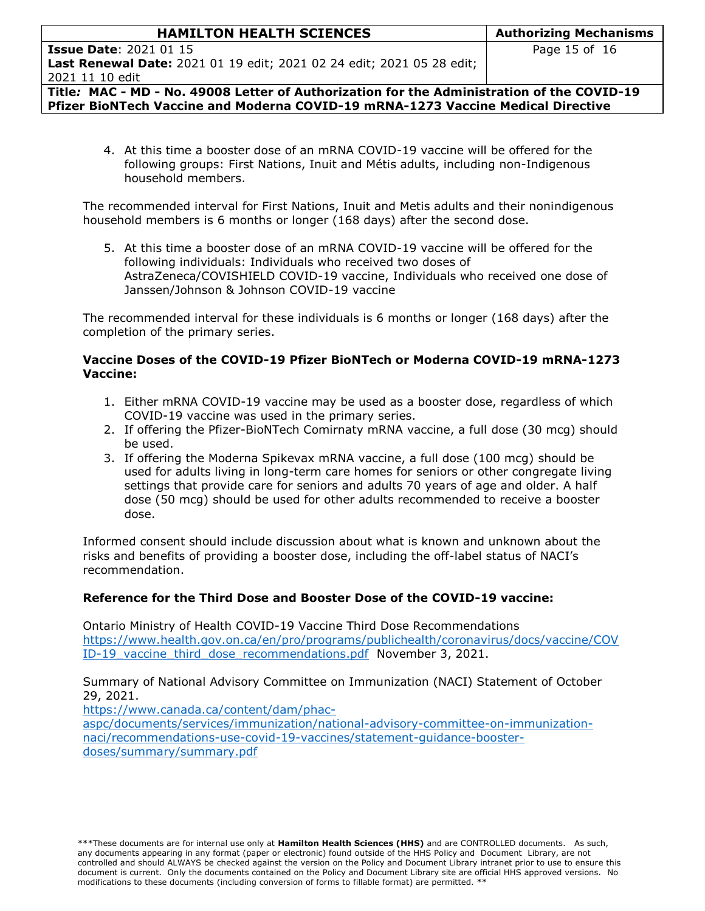4. At this time a booster dose of an mRNA COVID-19 vaccine will be offered for the following groups: First Nations, Inuit and Métis adults, including non-Indigenous household members.

The recommended interval for First Nations, Inuit and Metis adults and their nonindigenous household members is 6 months or longer (168 days) after the second dose.

5. At this time a booster dose of an mRNA COVID-19 vaccine will be offered for the following individuals: Individuals who received two doses of AstraZeneca/COVISHIELD COVID-19 vaccine, Individuals who received one dose of Janssen/Johnson & Johnson COVID-19 vaccine

The recommended interval for these individuals is 6 months or longer (168 days) after the completion of the primary series.

**Vaccine Doses of the COVID-19 Pfizer BioNTech or Moderna COVID-19 mRNA-1273 Vaccine:**

1. Either mRNA COVID-19 vaccine may be used as a booster dose, regardless of which COVID-19 vaccine was used in the primary series.
2. If offering the Pfizer-BioNTech Comirnaty mRNA vaccine, a full dose (30 mcg) should be used.
3. If offering the Moderna Spikevax mRNA vaccine, a full dose (100 mcg) should be used for adults living in long-term care homes for seniors or other congregate living settings that provide care for seniors and adults 70 years of age and older. A half dose (50 mcg) should be used for other adults recommended to receive a booster dose.

Informed consent should include discussion about what is known and unknown about the risks and benefits of providing a booster dose, including the off-label status of NACI's recommendation.

**Reference for the Third Dose and Booster Dose of the COVID-19 vaccine:**

Ontario Ministry of Health COVID-19 Vaccine Third Dose Recommendations https://www.health.gov.on.ca/en/pro/programs/publichealth/coronavirus/docs/vaccine/COVID-19_vaccine_third_dose_recommendations.pdf November 3, 2021.

Summary of National Advisory Committee on Immunization (NACI) Statement of October 29, 2021.
https://www.canada.ca/content/dam/phac-aspc/documents/services/immunization/national-advisory-committee-on-immunization-naci/recommendations-use-covid-19-vaccines/statement-guidance-booster-doses/summary/summary.pdf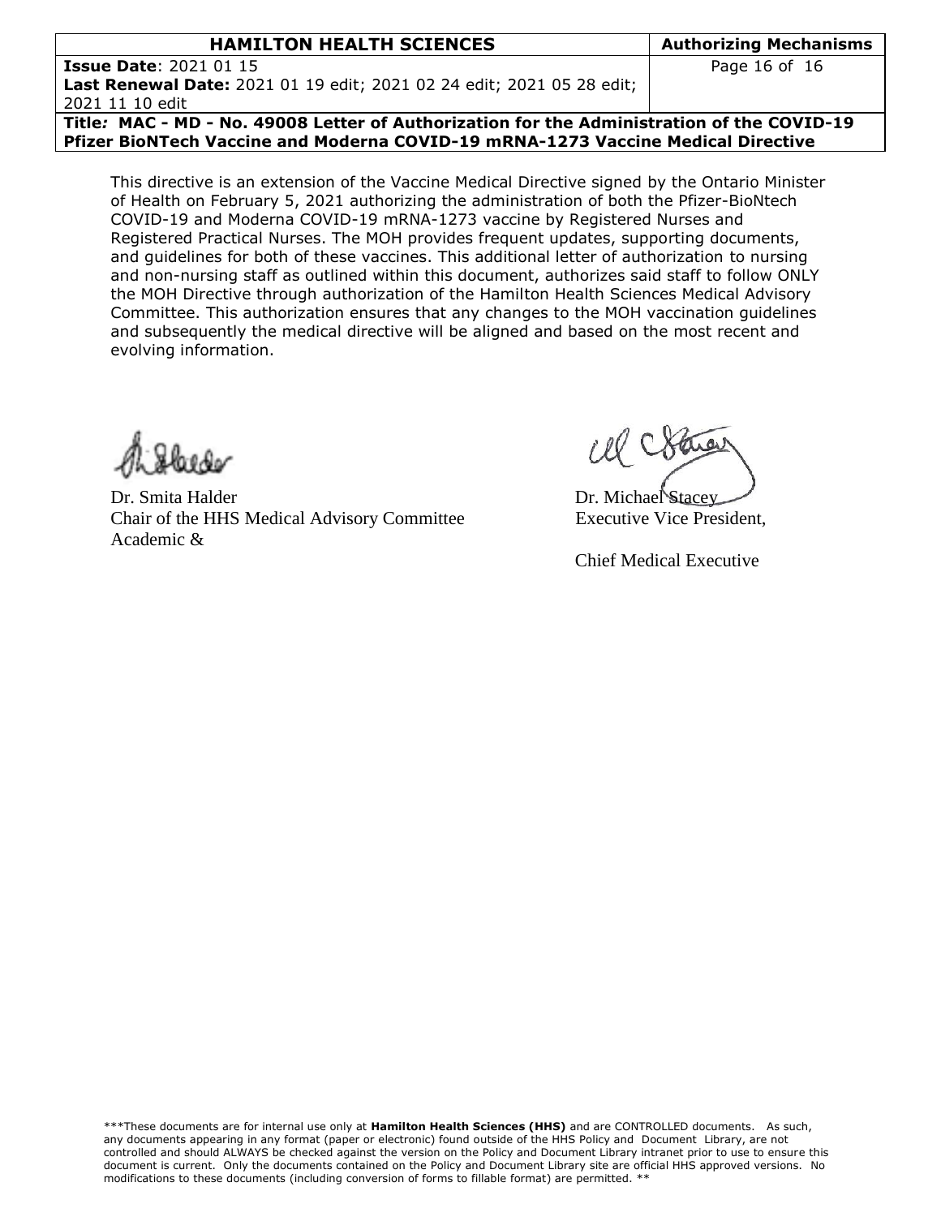This directive is an extension of the Vaccine Medical Directive signed by the Ontario Minister of Health on February 5, 2021 authorizing the administration of both the Pfizer-BioNtech COVID-19 and Moderna COVID-19 mRNA-1273 vaccine by Registered Nurses and Registered Practical Nurses. The MOH provides frequent updates, supporting documents, and guidelines for both of these vaccines. This additional letter of authorization to nursing and non-nursing staff as outlined within this document, authorizes said staff to follow ONLY the MOH Directive through authorization of the Hamilton Health Sciences Medical Advisory Committee. This authorization ensures that any changes to the MOH vaccination guidelines and subsequently the medical directive will be aligned and based on the most recent and evolving information.

Dr. Smita Halder
Chair of the HHS Medical Advisory Committee

Dr. Michael Stacey
Executive Vice President,
Academic &
Chief Medical Executive